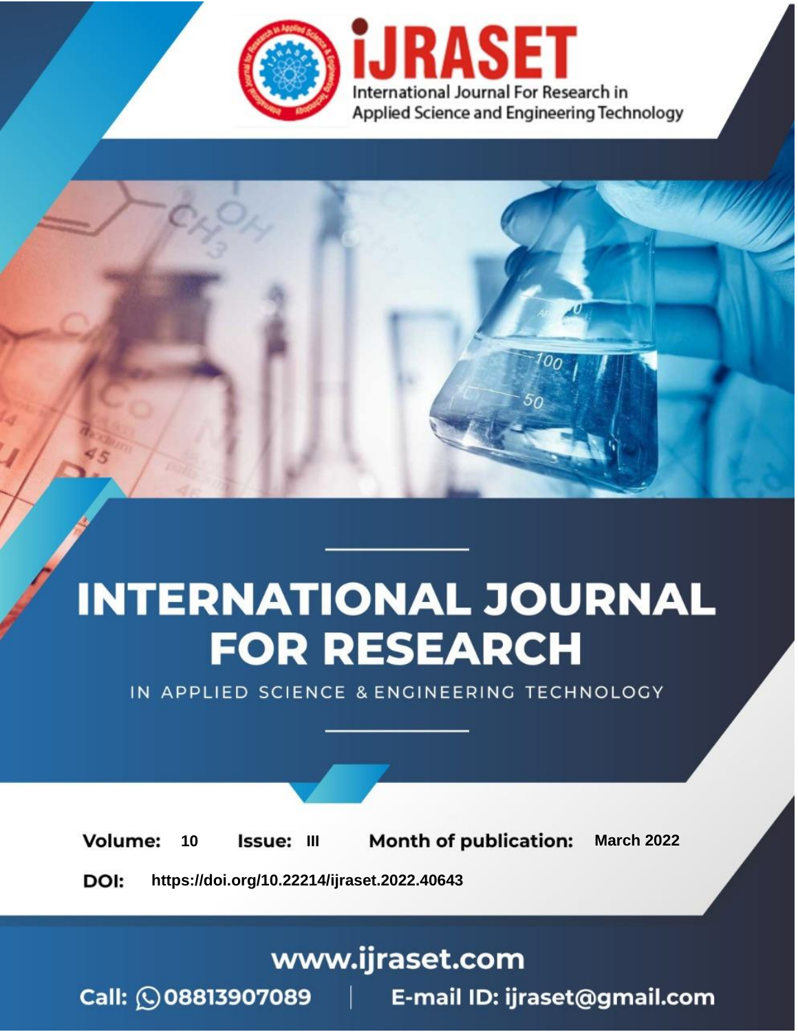# INTERNATIONAL JOURNAL FOR RESEARCH

IN APPLIED SCIENCE & ENGINEERING TECHNOLOGY

**Volume:** 10 **Issue:** III **Month of publication:** March 2022

**DOI:** https://doi.org/10.22214/ijraset.2022.40643

www.ijraset.com

Call: 08813907089 | E-mail ID: ijraset@gmail.com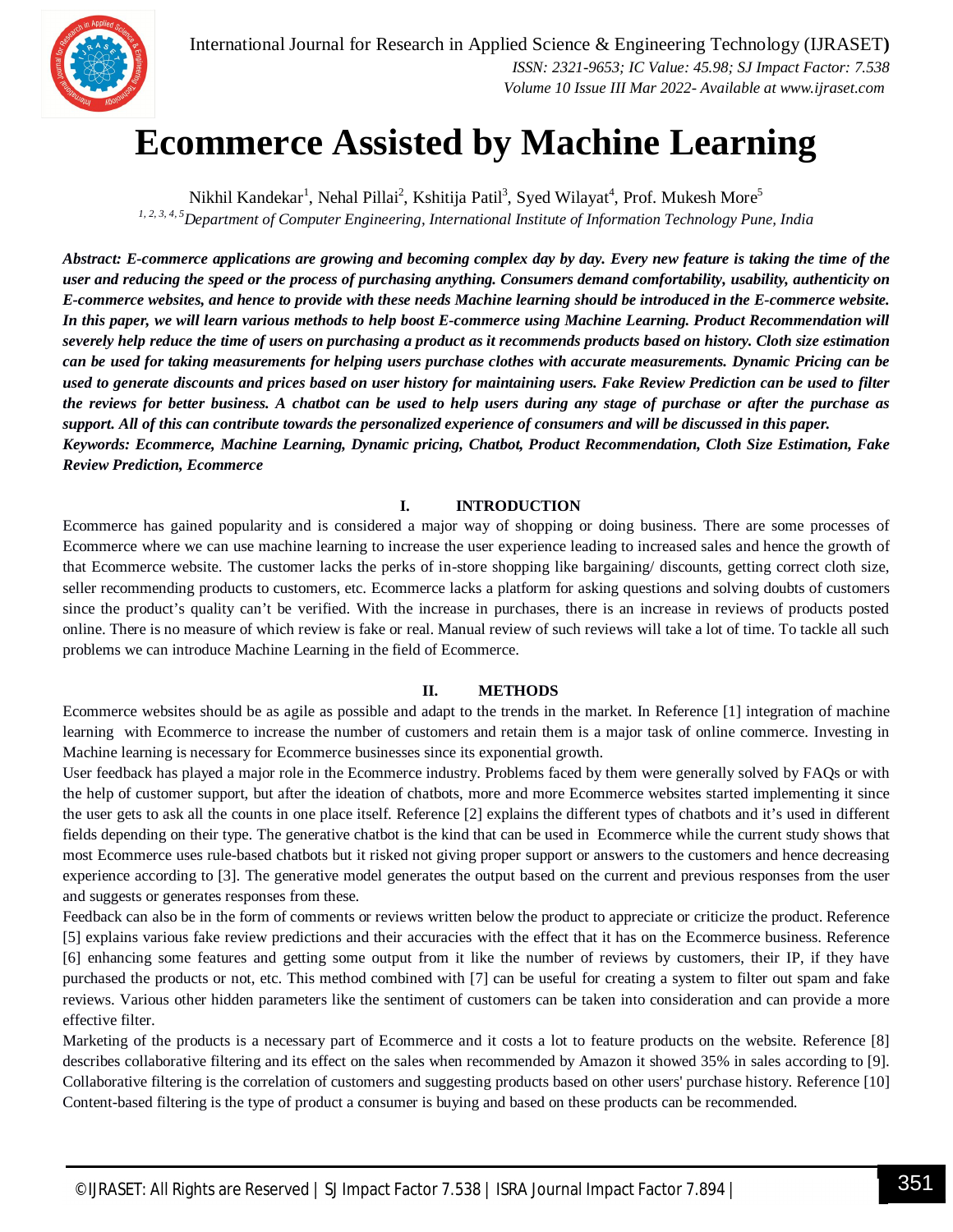# Ecommerce Assisted by Machine Learning

Nikhil Kandekar[1], Nehal Pillai[2], Kshitija Patil[3], Syed Wilayat[4], Prof. Mukesh More[5]

*[1, 2, 3, 4, 5]Department of Computer Engineering, International Institute of Information Technology Pune, India*

***Abstract:** E-commerce applications are growing and becoming complex day by day. Every new feature is taking the time of the user and reducing the speed or the process of purchasing anything. Consumers demand comfortability, usability, authenticity on E-commerce websites, and hence to provide with these needs Machine learning should be introduced in the E-commerce website. In this paper, we will learn various methods to help boost E-commerce using Machine Learning. Product Recommendation will severely help reduce the time of users on purchasing a product as it recommends products based on history. Cloth size estimation can be used for taking measurements for helping users purchase clothes with accurate measurements. Dynamic Pricing can be used to generate discounts and prices based on user history for maintaining users. Fake Review Prediction can be used to filter the reviews for better business. A chatbot can be used to help users during any stage of purchase or after the purchase as support. All of this can contribute towards the personalized experience of consumers and will be discussed in this paper.*

***Keywords:** Ecommerce, Machine Learning, Dynamic pricing, Chatbot, Product Recommendation, Cloth Size Estimation, Fake Review Prediction, Ecommerce*

## I. INTRODUCTION

Ecommerce has gained popularity and is considered a major way of shopping or doing business. There are some processes of Ecommerce where we can use machine learning to increase the user experience leading to increased sales and hence the growth of that Ecommerce website. The customer lacks the perks of in-store shopping like bargaining/ discounts, getting correct cloth size, seller recommending products to customers, etc. Ecommerce lacks a platform for asking questions and solving doubts of customers since the product's quality can't be verified. With the increase in purchases, there is an increase in reviews of products posted online. There is no measure of which review is fake or real. Manual review of such reviews will take a lot of time. To tackle all such problems we can introduce Machine Learning in the field of Ecommerce.

## II. METHODS

Ecommerce websites should be as agile as possible and adapt to the trends in the market. In Reference [1] integration of machine learning with Ecommerce to increase the number of customers and retain them is a major task of online commerce. Investing in Machine learning is necessary for Ecommerce businesses since its exponential growth.

User feedback has played a major role in the Ecommerce industry. Problems faced by them were generally solved by FAQs or with the help of customer support, but after the ideation of chatbots, more and more Ecommerce websites started implementing it since the user gets to ask all the counts in one place itself. Reference [2] explains the different types of chatbots and it's used in different fields depending on their type. The generative chatbot is the kind that can be used in Ecommerce while the current study shows that most Ecommerce uses rule-based chatbots but it risked not giving proper support or answers to the customers and hence decreasing experience according to [3]. The generative model generates the output based on the current and previous responses from the user and suggests or generates responses from these.

Feedback can also be in the form of comments or reviews written below the product to appreciate or criticize the product. Reference [5] explains various fake review predictions and their accuracies with the effect that it has on the Ecommerce business. Reference [6] enhancing some features and getting some output from it like the number of reviews by customers, their IP, if they have purchased the products or not, etc. This method combined with [7] can be useful for creating a system to filter out spam and fake reviews. Various other hidden parameters like the sentiment of customers can be taken into consideration and can provide a more effective filter.

Marketing of the products is a necessary part of Ecommerce and it costs a lot to feature products on the website. Reference [8] describes collaborative filtering and its effect on the sales when recommended by Amazon it showed 35% in sales according to [9]. Collaborative filtering is the correlation of customers and suggesting products based on other users' purchase history. Reference [10] Content-based filtering is the type of product a consumer is buying and based on these products can be recommended.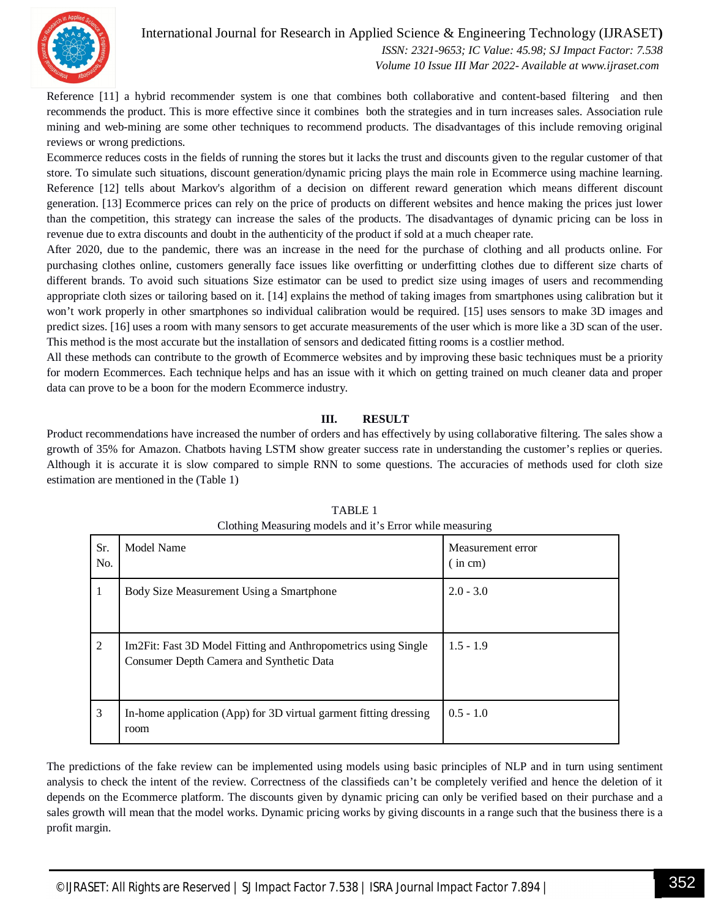Reference [11] a hybrid recommender system is one that combines both collaborative and content-based filtering and then recommends the product. This is more effective since it combines both the strategies and in turn increases sales. Association rule mining and web-mining are some other techniques to recommend products. The disadvantages of this include removing original reviews or wrong predictions.

Ecommerce reduces costs in the fields of running the stores but it lacks the trust and discounts given to the regular customer of that store. To simulate such situations, discount generation/dynamic pricing plays the main role in Ecommerce using machine learning. Reference [12] tells about Markov's algorithm of a decision on different reward generation which means different discount generation. [13] Ecommerce prices can rely on the price of products on different websites and hence making the prices just lower than the competition, this strategy can increase the sales of the products. The disadvantages of dynamic pricing can be loss in revenue due to extra discounts and doubt in the authenticity of the product if sold at a much cheaper rate.

After 2020, due to the pandemic, there was an increase in the need for the purchase of clothing and all products online. For purchasing clothes online, customers generally face issues like overfitting or underfitting clothes due to different size charts of different brands. To avoid such situations Size estimator can be used to predict size using images of users and recommending appropriate cloth sizes or tailoring based on it. [14] explains the method of taking images from smartphones using calibration but it won't work properly in other smartphones so individual calibration would be required. [15] uses sensors to make 3D images and predict sizes. [16] uses a room with many sensors to get accurate measurements of the user which is more like a 3D scan of the user. This method is the most accurate but the installation of sensors and dedicated fitting rooms is a costlier method.

All these methods can contribute to the growth of Ecommerce websites and by improving these basic techniques must be a priority for modern Ecommerces. Each technique helps and has an issue with it which on getting trained on much cleaner data and proper data can prove to be a boon for the modern Ecommerce industry.

## III. RESULT

Product recommendations have increased the number of orders and has effectively by using collaborative filtering. The sales show a growth of 35% for Amazon. Chatbots having LSTM show greater success rate in understanding the customer's replies or queries. Although it is accurate it is slow compared to simple RNN to some questions. The accuracies of methods used for cloth size estimation are mentioned in the (Table 1)

TABLE 1
Clothing Measuring models and it's Error while measuring

| Sr. No. | Model Name | Measurement error ( in cm) |
|---|---|---|
| 1 | Body Size Measurement Using a Smartphone | 2.0 - 3.0 |
| 2 | Im2Fit: Fast 3D Model Fitting and Anthropometrics using Single Consumer Depth Camera and Synthetic Data | 1.5 - 1.9 |
| 3 | In-home application (App) for 3D virtual garment fitting dressing room | 0.5 - 1.0 |

The predictions of the fake review can be implemented using models using basic principles of NLP and in turn using sentiment analysis to check the intent of the review. Correctness of the classifieds can't be completely verified and hence the deletion of it depends on the Ecommerce platform. The discounts given by dynamic pricing can only be verified based on their purchase and a sales growth will mean that the model works. Dynamic pricing works by giving discounts in a range such that the business there is a profit margin.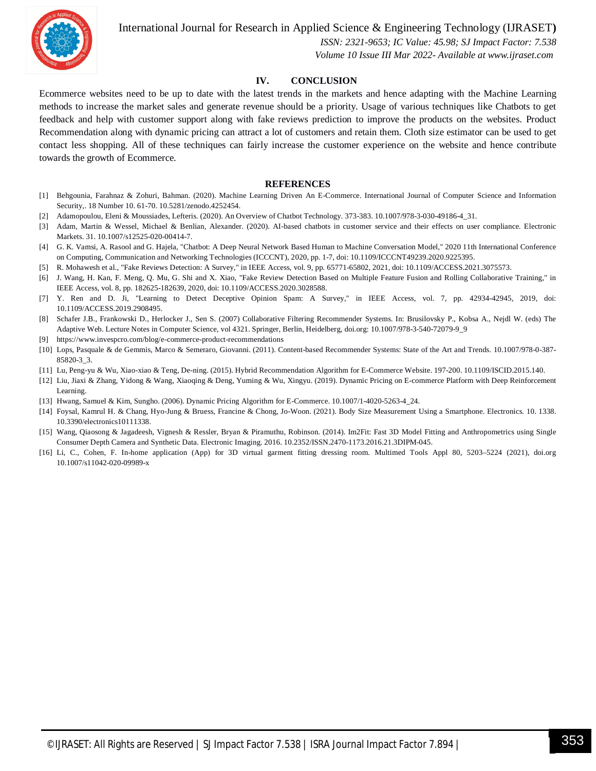## IV. CONCLUSION

Ecommerce websites need to be up to date with the latest trends in the markets and hence adapting with the Machine Learning methods to increase the market sales and generate revenue should be a priority. Usage of various techniques like Chatbots to get feedback and help with customer support along with fake reviews prediction to improve the products on the websites. Product Recommendation along with dynamic pricing can attract a lot of customers and retain them. Cloth size estimator can be used to get contact less shopping. All of these techniques can fairly increase the customer experience on the website and hence contribute towards the growth of Ecommerce.

## REFERENCES

[1] Behgounia, Farahnaz & Zohuri, Bahman. (2020). Machine Learning Driven An E-Commerce. International Journal of Computer Science and Information Security,. 18 Number 10. 61-70. 10.5281/zenodo.4252454.

[2] Adamopoulou, Eleni & Moussiades, Lefteris. (2020). An Overview of Chatbot Technology. 373-383. 10.1007/978-3-030-49186-4_31.

[3] Adam, Martin & Wessel, Michael & Benlian, Alexander. (2020). AI-based chatbots in customer service and their effects on user compliance. Electronic Markets. 31. 10.1007/s12525-020-00414-7.

[4] G. K. Vamsi, A. Rasool and G. Hajela, "Chatbot: A Deep Neural Network Based Human to Machine Conversation Model," 2020 11th International Conference on Computing, Communication and Networking Technologies (ICCCNT), 2020, pp. 1-7, doi: 10.1109/ICCCNT49239.2020.9225395.

[5] R. Mohawesh et al., "Fake Reviews Detection: A Survey," in IEEE Access, vol. 9, pp. 65771-65802, 2021, doi: 10.1109/ACCESS.2021.3075573.

[6] J. Wang, H. Kan, F. Meng, Q. Mu, G. Shi and X. Xiao, "Fake Review Detection Based on Multiple Feature Fusion and Rolling Collaborative Training," in IEEE Access, vol. 8, pp. 182625-182639, 2020, doi: 10.1109/ACCESS.2020.3028588.

[7] Y. Ren and D. Ji, "Learning to Detect Deceptive Opinion Spam: A Survey," in IEEE Access, vol. 7, pp. 42934-42945, 2019, doi: 10.1109/ACCESS.2019.2908495.

[8] Schafer J.B., Frankowski D., Herlocker J., Sen S. (2007) Collaborative Filtering Recommender Systems. In: Brusilovsky P., Kobsa A., Nejdl W. (eds) The Adaptive Web. Lecture Notes in Computer Science, vol 4321. Springer, Berlin, Heidelberg, doi.org: 10.1007/978-3-540-72079-9_9

[9] https://www.invespcro.com/blog/e-commerce-product-recommendations

[10] Lops, Pasquale & de Gemmis, Marco & Semeraro, Giovanni. (2011). Content-based Recommender Systems: State of the Art and Trends. 10.1007/978-0-387-85820-3_3.

[11] Lu, Peng-yu & Wu, Xiao-xiao & Teng, De-ning. (2015). Hybrid Recommendation Algorithm for E-Commerce Website. 197-200. 10.1109/ISCID.2015.140.

[12] Liu, Jiaxi & Zhang, Yidong & Wang, Xiaoqing & Deng, Yuming & Wu, Xingyu. (2019). Dynamic Pricing on E-commerce Platform with Deep Reinforcement Learning.

[13] Hwang, Samuel & Kim, Sungho. (2006). Dynamic Pricing Algorithm for E-Commerce. 10.1007/1-4020-5263-4_24.

[14] Foysal, Kamrul H. & Chang, Hyo-Jung & Bruess, Francine & Chong, Jo-Woon. (2021). Body Size Measurement Using a Smartphone. Electronics. 10. 1338. 10.3390/electronics10111338.

[15] Wang, Qiaosong & Jagadeesh, Vignesh & Ressler, Bryan & Piramuthu, Robinson. (2014). Im2Fit: Fast 3D Model Fitting and Anthropometrics using Single Consumer Depth Camera and Synthetic Data. Electronic Imaging. 2016. 10.2352/ISSN.2470-1173.2016.21.3DIPM-045.

[16] Li, C., Cohen, F. In-home application (App) for 3D virtual garment fitting dressing room. Multimed Tools Appl 80, 5203–5224 (2021), doi.org 10.1007/s11042-020-09989-x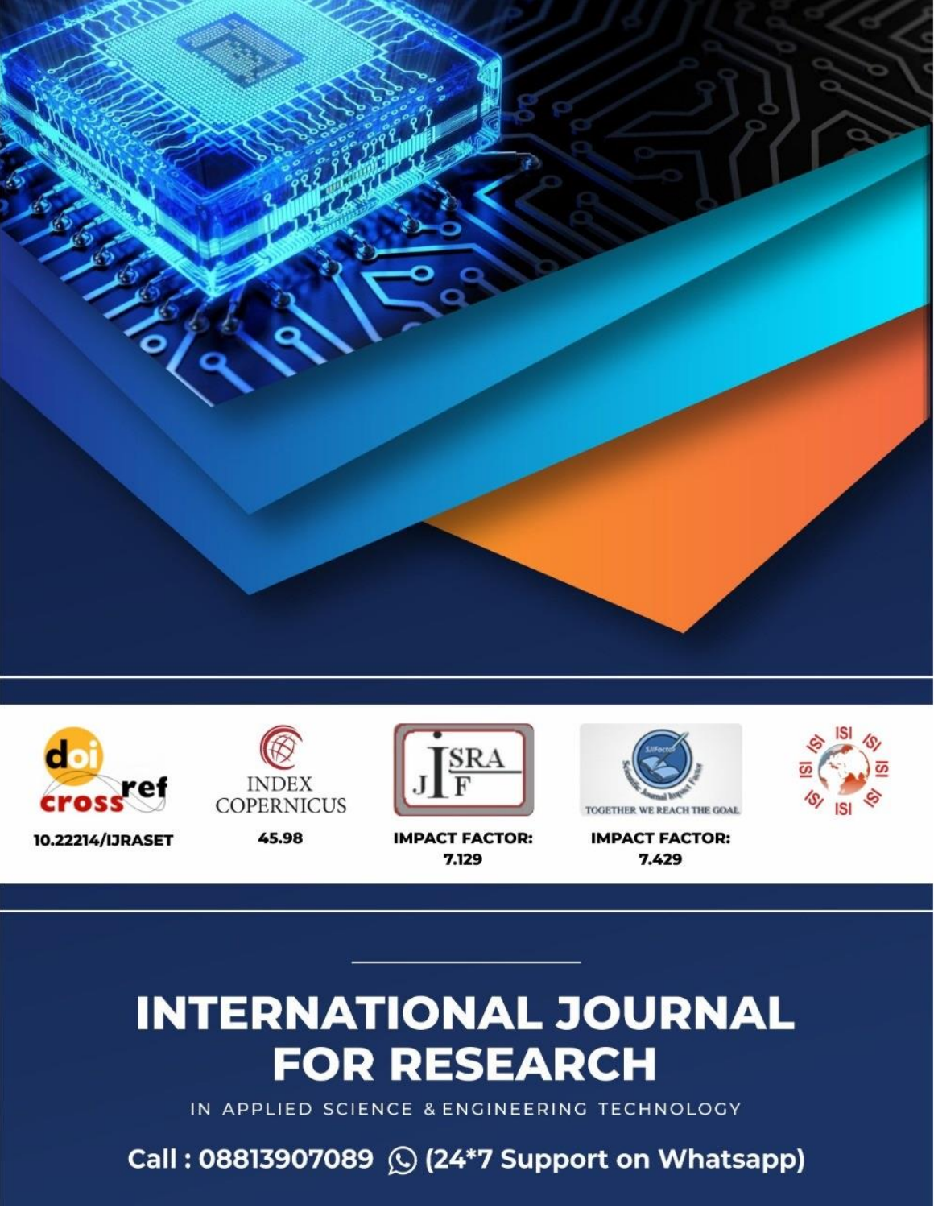10.22214/IJRASET

INDEX COPERNICUS

45.98

IMPACT FACTOR: 7.129

TOGETHER WE REACH THE GOAL

IMPACT FACTOR: 7.429

# INTERNATIONAL JOURNAL FOR RESEARCH

IN APPLIED SCIENCE & ENGINEERING TECHNOLOGY

Call : 08813907089 (24*7 Support on Whatsapp)